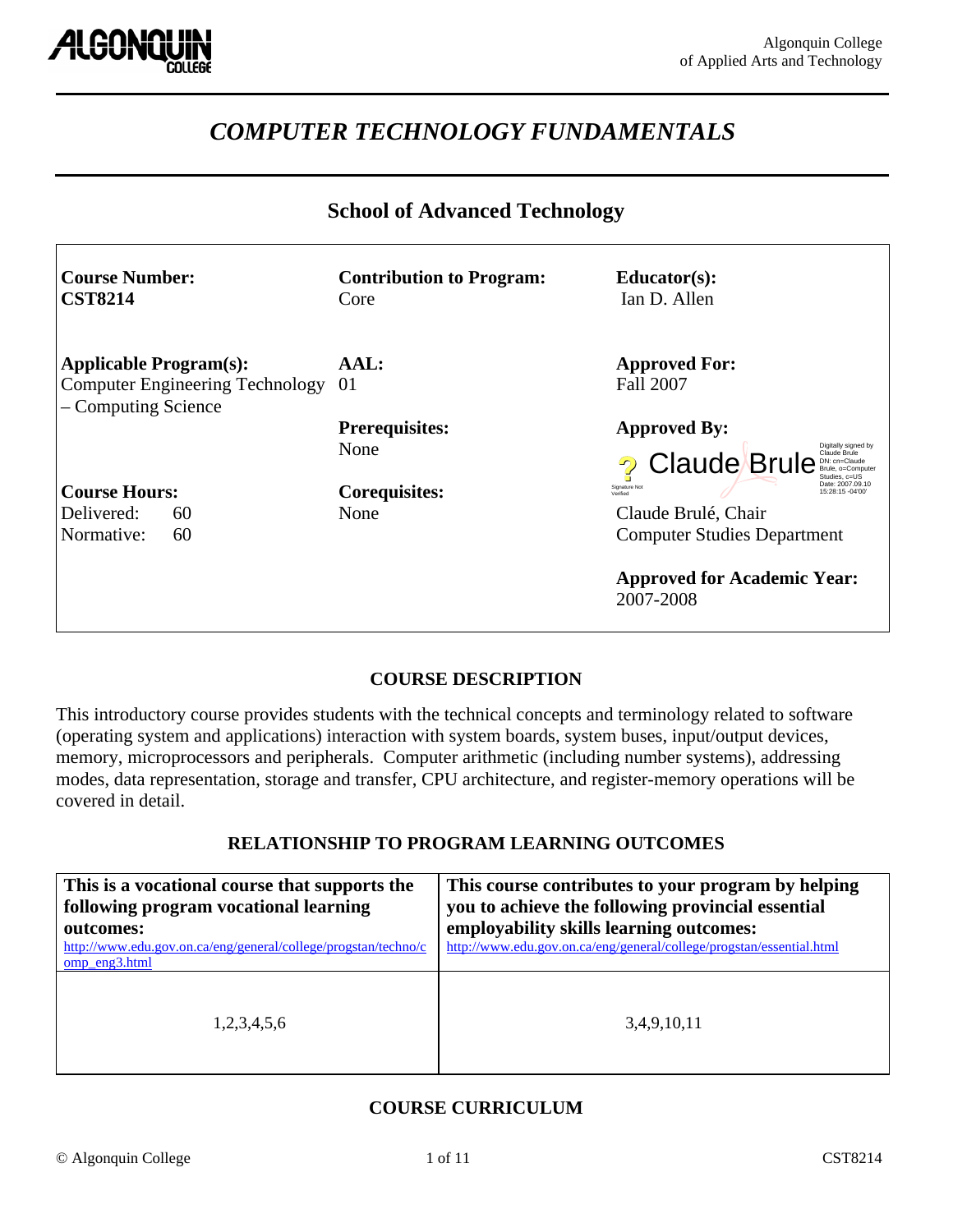Algonquin College
of Applied Arts and Technology

# *COMPUTER TECHNOLOGY FUNDAMENTALS*

## School of Advanced Technology

| | | |
|---|---|---|
| **Course Number:**<br>**CST8214** | **Contribution to Program:**<br>Core | **Educator(s):**<br>Ian D. Allen |
| **Applicable Program(s):**<br>Computer Engineering Technology – Computing Science | **AAL:**<br>01 | **Approved For:**<br>Fall 2007 |
| | **Prerequisites:**<br>None | **Approved By:**<br>Claude Brule (Digitally signed by Claude Brule, DN: cn=Claude Brule, o=Computer Studies, c=US, Date: 2007.09.10 15:28:15 -04'00'; Signature Not Verified) |
| **Course Hours:**<br>Delivered: 60<br>Normative: 60 | **Corequisites:**<br>None | Claude Brulé, Chair<br>Computer Studies Department |
| | | **Approved for Academic Year:**<br>2007-2008 |

### COURSE DESCRIPTION

This introductory course provides students with the technical concepts and terminology related to software (operating system and applications) interaction with system boards, system buses, input/output devices, memory, microprocessors and peripherals. Computer arithmetic (including number systems), addressing modes, data representation, storage and transfer, CPU architecture, and register-memory operations will be covered in detail.

### RELATIONSHIP TO PROGRAM LEARNING OUTCOMES

| **This is a vocational course that supports the following program vocational learning outcomes:** http://www.edu.gov.on.ca/eng/general/college/progstan/techno/comp_eng3.html | **This course contributes to your program by helping you to achieve the following provincial essential employability skills learning outcomes:** http://www.edu.gov.on.ca/eng/general/college/progstan/essential.html |
|---|---|
| 1,2,3,4,5,6 | 3,4,9,10,11 |

### COURSE CURRICULUM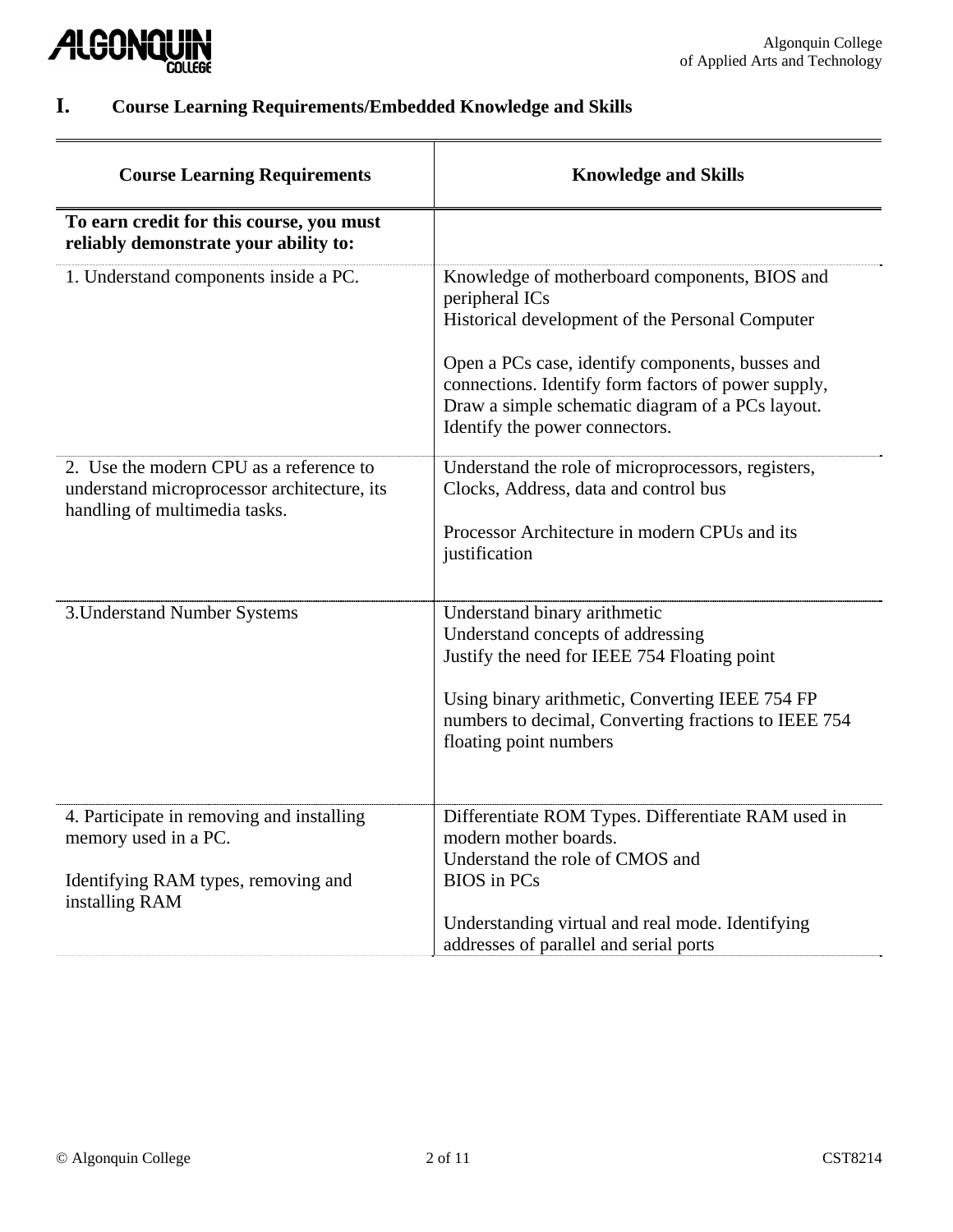## I. Course Learning Requirements/Embedded Knowledge and Skills

| Course Learning Requirements | Knowledge and Skills |
|---|---|
| **To earn credit for this course, you must reliably demonstrate your ability to:** | |
| 1. Understand components inside a PC. | Knowledge of motherboard components, BIOS and peripheral ICs<br>Historical development of the Personal Computer<br><br>Open a PCs case, identify components, busses and connections. Identify form factors of power supply, Draw a simple schematic diagram of a PCs layout. Identify the power connectors. |
| 2. Use the modern CPU as a reference to understand microprocessor architecture, its handling of multimedia tasks. | Understand the role of microprocessors, registers, Clocks, Address, data and control bus<br><br>Processor Architecture in modern CPUs and its justification |
| 3.Understand Number Systems | Understand binary arithmetic<br>Understand concepts of addressing<br>Justify the need for IEEE 754 Floating point<br><br>Using binary arithmetic, Converting IEEE 754 FP numbers to decimal, Converting fractions to IEEE 754 floating point numbers |
| 4. Participate in removing and installing memory used in a PC.<br><br>Identifying RAM types, removing and installing RAM | Differentiate ROM Types. Differentiate RAM used in modern mother boards.<br>Understand the role of CMOS and BIOS in PCs<br><br>Understanding virtual and real mode. Identifying addresses of parallel and serial ports |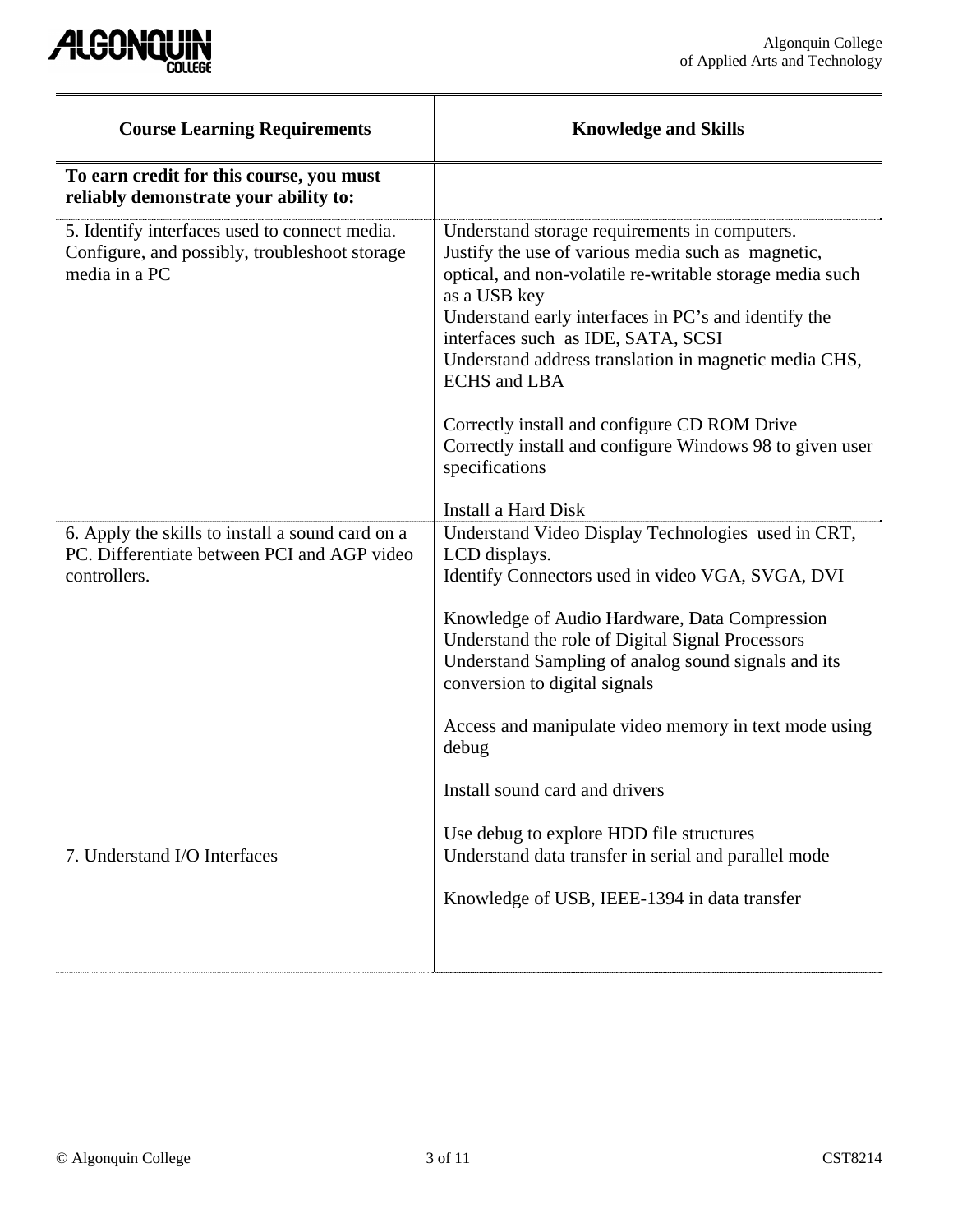| Course Learning Requirements | Knowledge and Skills |
|---|---|
| **To earn credit for this course, you must reliably demonstrate your ability to:** | |
| 5. Identify interfaces used to connect media. Configure, and possibly, troubleshoot storage media in a PC | Understand storage requirements in computers.<br>Justify the use of various media such as magnetic, optical, and non-volatile re-writable storage media such as a USB key<br>Understand early interfaces in PC's and identify the interfaces such as IDE, SATA, SCSI<br>Understand address translation in magnetic media CHS, ECHS and LBA<br><br>Correctly install and configure CD ROM Drive<br>Correctly install and configure Windows 98 to given user specifications<br><br>Install a Hard Disk |
| 6. Apply the skills to install a sound card on a PC. Differentiate between PCI and AGP video controllers. | Understand Video Display Technologies used in CRT, LCD displays.<br>Identify Connectors used in video VGA, SVGA, DVI<br><br>Knowledge of Audio Hardware, Data Compression<br>Understand the role of Digital Signal Processors<br>Understand Sampling of analog sound signals and its conversion to digital signals<br><br>Access and manipulate video memory in text mode using debug<br><br>Install sound card and drivers<br><br>Use debug to explore HDD file structures |
| 7. Understand I/O Interfaces | Understand data transfer in serial and parallel mode<br><br>Knowledge of USB, IEEE-1394 in data transfer |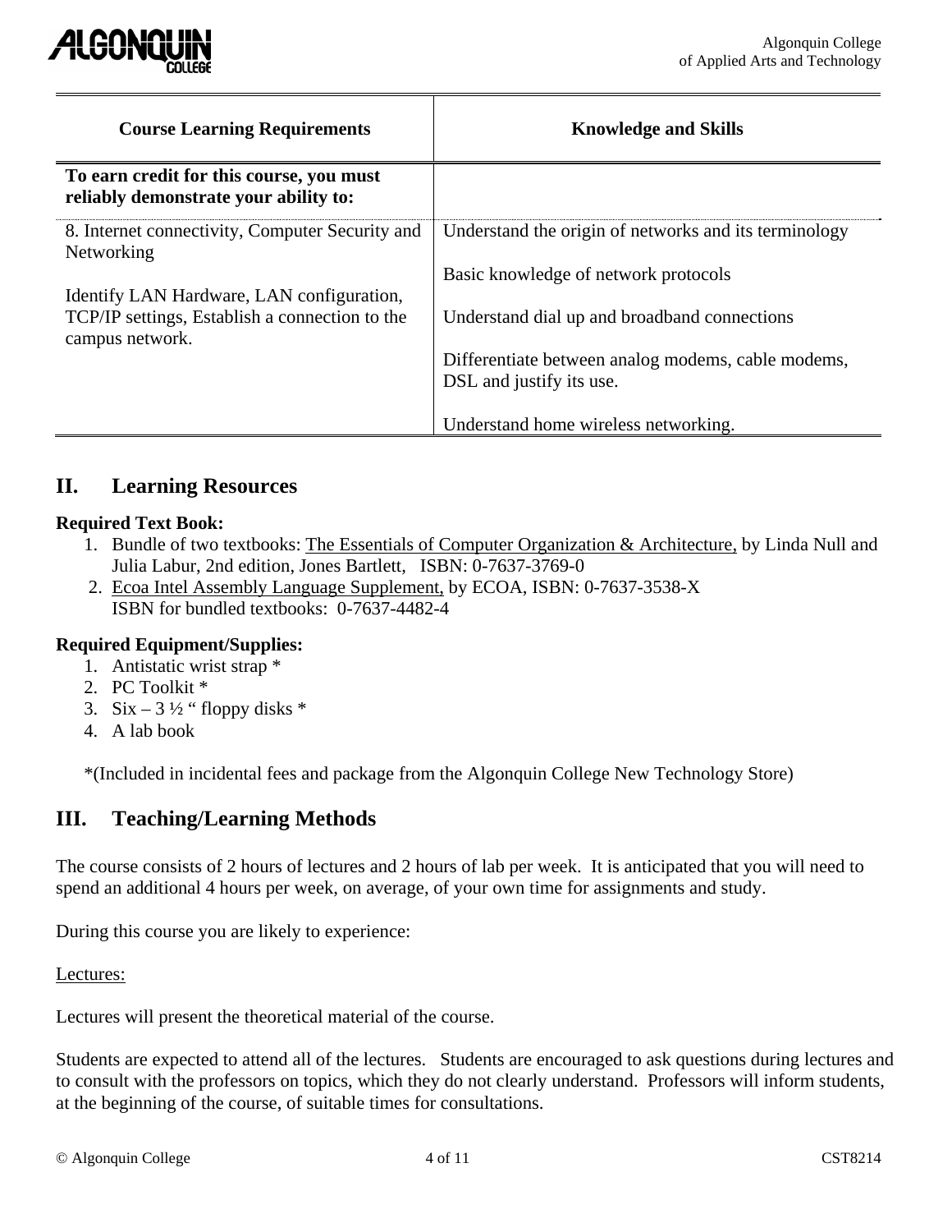| Course Learning Requirements | Knowledge and Skills |
|---|---|
| **To earn credit for this course, you must reliably demonstrate your ability to:** | |
| 8. Internet connectivity, Computer Security and Networking<br><br>Identify LAN Hardware, LAN configuration, TCP/IP settings, Establish a connection to the campus network. | Understand the origin of networks and its terminology<br><br>Basic knowledge of network protocols<br><br>Understand dial up and broadband connections<br><br>Differentiate between analog modems, cable modems, DSL and justify its use.<br><br>Understand home wireless networking. |

## II. Learning Resources

**Required Text Book:**

1. Bundle of two textbooks: The Essentials of Computer Organization & Architecture, by Linda Null and Julia Labur, 2nd edition, Jones Bartlett, ISBN: 0-7637-3769-0
2. Ecoa Intel Assembly Language Supplement, by ECOA, ISBN: 0-7637-3538-X
   ISBN for bundled textbooks: 0-7637-4482-4

**Required Equipment/Supplies:**

1. Antistatic wrist strap *
2. PC Toolkit *
3. Six – 3 ½ " floppy disks *
4. A lab book

*(Included in incidental fees and package from the Algonquin College New Technology Store)

## III. Teaching/Learning Methods

The course consists of 2 hours of lectures and 2 hours of lab per week. It is anticipated that you will need to spend an additional 4 hours per week, on average, of your own time for assignments and study.

During this course you are likely to experience:

Lectures:

Lectures will present the theoretical material of the course.

Students are expected to attend all of the lectures. Students are encouraged to ask questions during lectures and to consult with the professors on topics, which they do not clearly understand. Professors will inform students, at the beginning of the course, of suitable times for consultations.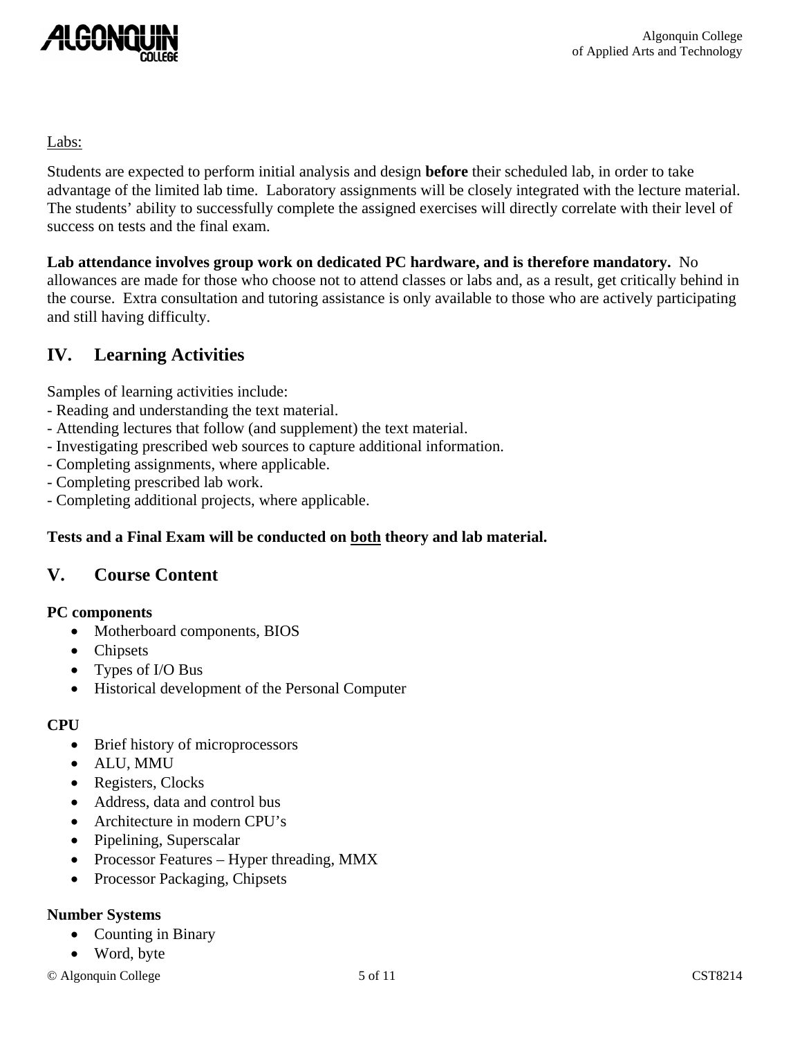Labs:

Students are expected to perform initial analysis and design **before** their scheduled lab, in order to take advantage of the limited lab time. Laboratory assignments will be closely integrated with the lecture material. The students' ability to successfully complete the assigned exercises will directly correlate with their level of success on tests and the final exam.

**Lab attendance involves group work on dedicated PC hardware, and is therefore mandatory.** No allowances are made for those who choose not to attend classes or labs and, as a result, get critically behind in the course. Extra consultation and tutoring assistance is only available to those who are actively participating and still having difficulty.

## IV. Learning Activities

Samples of learning activities include:
- Reading and understanding the text material.
- Attending lectures that follow (and supplement) the text material.
- Investigating prescribed web sources to capture additional information.
- Completing assignments, where applicable.
- Completing prescribed lab work.
- Completing additional projects, where applicable.

**Tests and a Final Exam will be conducted on both theory and lab material.**

## V. Course Content

**PC components**

- Motherboard components, BIOS
- Chipsets
- Types of I/O Bus
- Historical development of the Personal Computer

**CPU**

- Brief history of microprocessors
- ALU, MMU
- Registers, Clocks
- Address, data and control bus
- Architecture in modern CPU's
- Pipelining, Superscalar
- Processor Features – Hyper threading, MMX
- Processor Packaging, Chipsets

**Number Systems**

- Counting in Binary
- Word, byte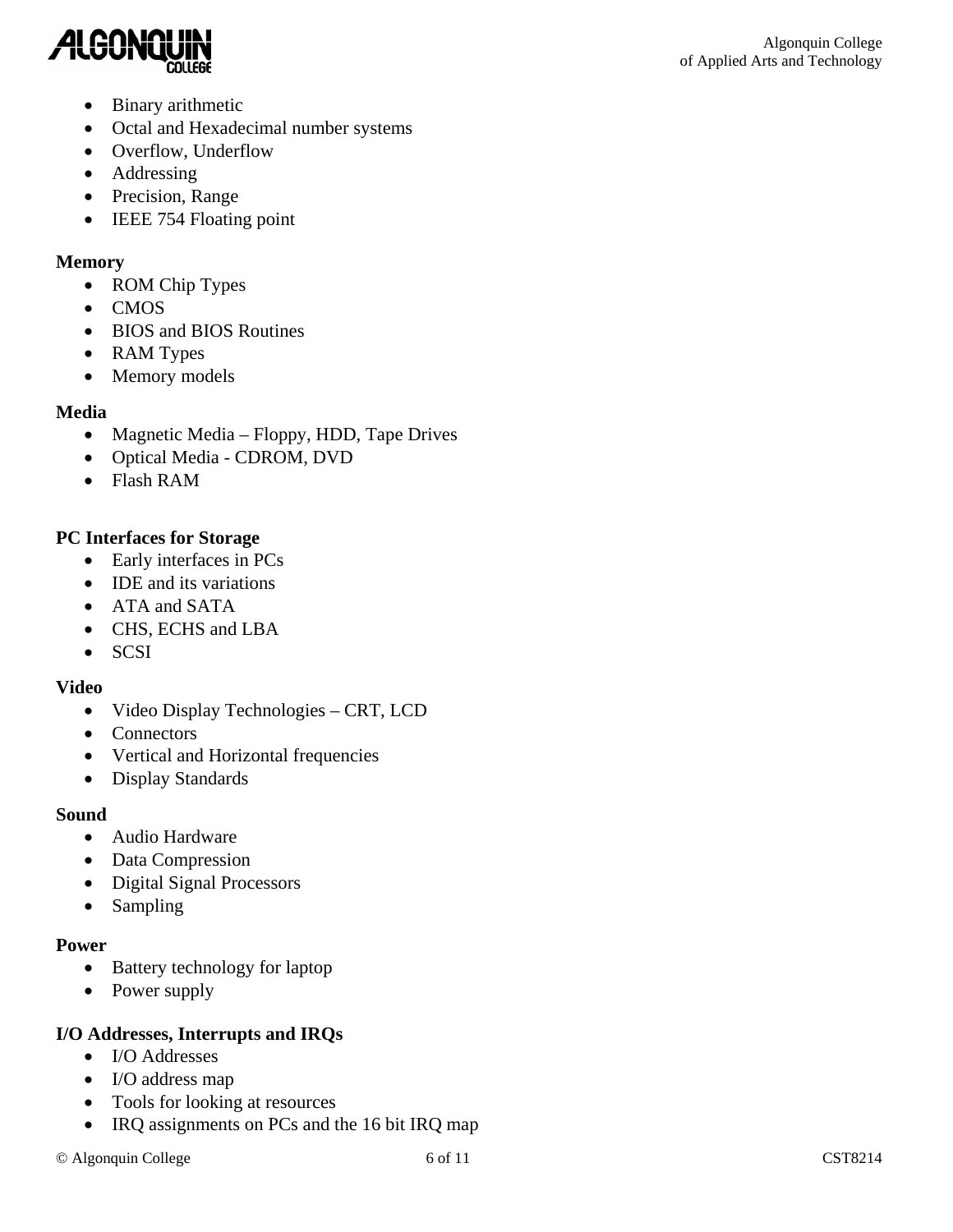- Binary arithmetic
- Octal and Hexadecimal number systems
- Overflow, Underflow
- Addressing
- Precision, Range
- IEEE 754 Floating point

**Memory**

- ROM Chip Types
- CMOS
- BIOS and BIOS Routines
- RAM Types
- Memory models

**Media**

- Magnetic Media – Floppy, HDD, Tape Drives
- Optical Media - CDROM, DVD
- Flash RAM

**PC Interfaces for Storage**

- Early interfaces in PCs
- IDE and its variations
- ATA and SATA
- CHS, ECHS and LBA
- SCSI

**Video**

- Video Display Technologies – CRT, LCD
- Connectors
- Vertical and Horizontal frequencies
- Display Standards

**Sound**

- Audio Hardware
- Data Compression
- Digital Signal Processors
- Sampling

**Power**

- Battery technology for laptop
- Power supply

**I/O Addresses, Interrupts and IRQs**

- I/O Addresses
- I/O address map
- Tools for looking at resources
- IRQ assignments on PCs and the 16 bit IRQ map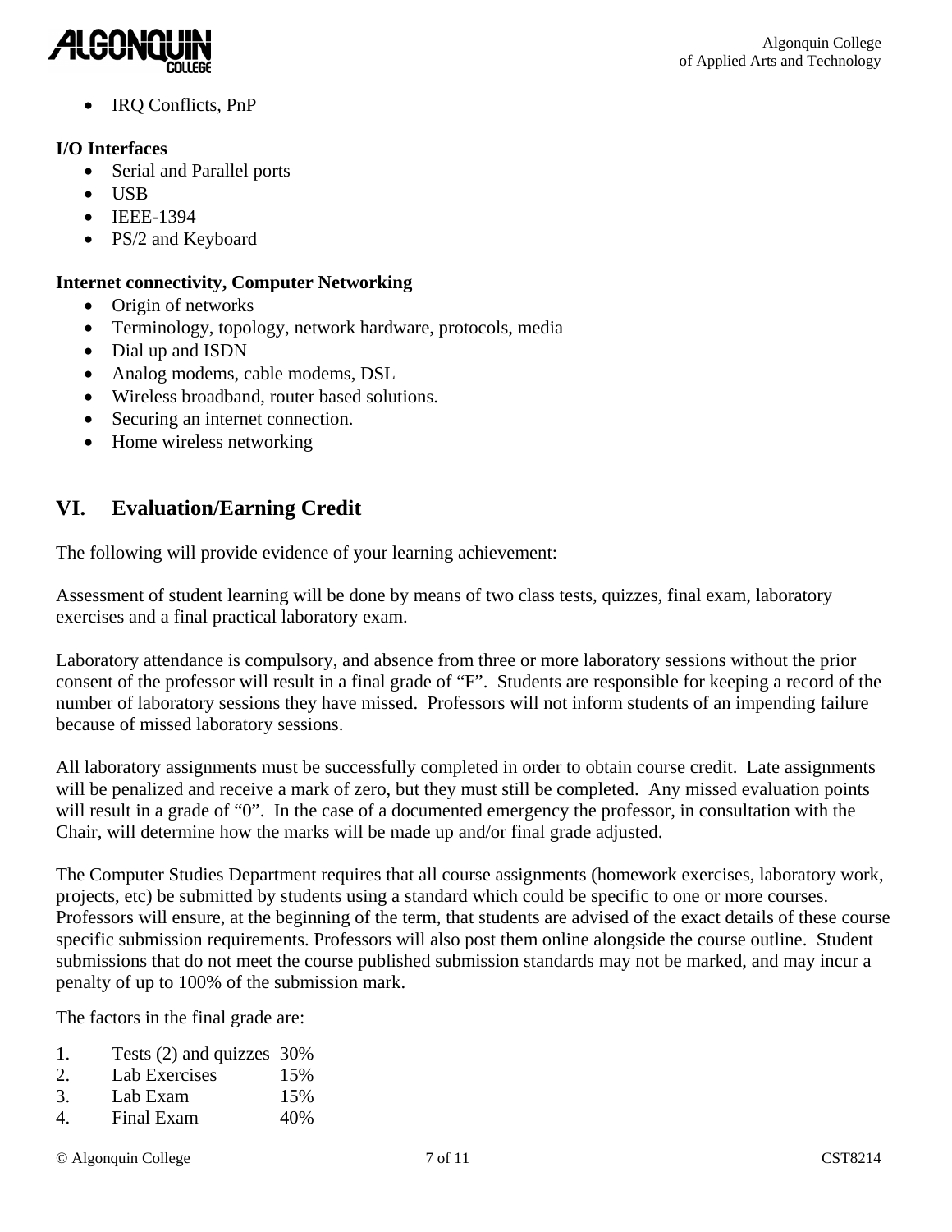- IRQ Conflicts, PnP

**I/O Interfaces**

- Serial and Parallel ports
- USB
- IEEE-1394
- PS/2 and Keyboard

**Internet connectivity, Computer Networking**

- Origin of networks
- Terminology, topology, network hardware, protocols, media
- Dial up and ISDN
- Analog modems, cable modems, DSL
- Wireless broadband, router based solutions.
- Securing an internet connection.
- Home wireless networking

## VI. Evaluation/Earning Credit

The following will provide evidence of your learning achievement:

Assessment of student learning will be done by means of two class tests, quizzes, final exam, laboratory exercises and a final practical laboratory exam.

Laboratory attendance is compulsory, and absence from three or more laboratory sessions without the prior consent of the professor will result in a final grade of "F". Students are responsible for keeping a record of the number of laboratory sessions they have missed. Professors will not inform students of an impending failure because of missed laboratory sessions.

All laboratory assignments must be successfully completed in order to obtain course credit. Late assignments will be penalized and receive a mark of zero, but they must still be completed. Any missed evaluation points will result in a grade of "0". In the case of a documented emergency the professor, in consultation with the Chair, will determine how the marks will be made up and/or final grade adjusted.

The Computer Studies Department requires that all course assignments (homework exercises, laboratory work, projects, etc) be submitted by students using a standard which could be specific to one or more courses. Professors will ensure, at the beginning of the term, that students are advised of the exact details of these course specific submission requirements. Professors will also post them online alongside the course outline. Student submissions that do not meet the course published submission standards may not be marked, and may incur a penalty of up to 100% of the submission mark.

The factors in the final grade are:

1. Tests (2) and quizzes 30%
2. Lab Exercises 15%
3. Lab Exam 15%
4. Final Exam 40%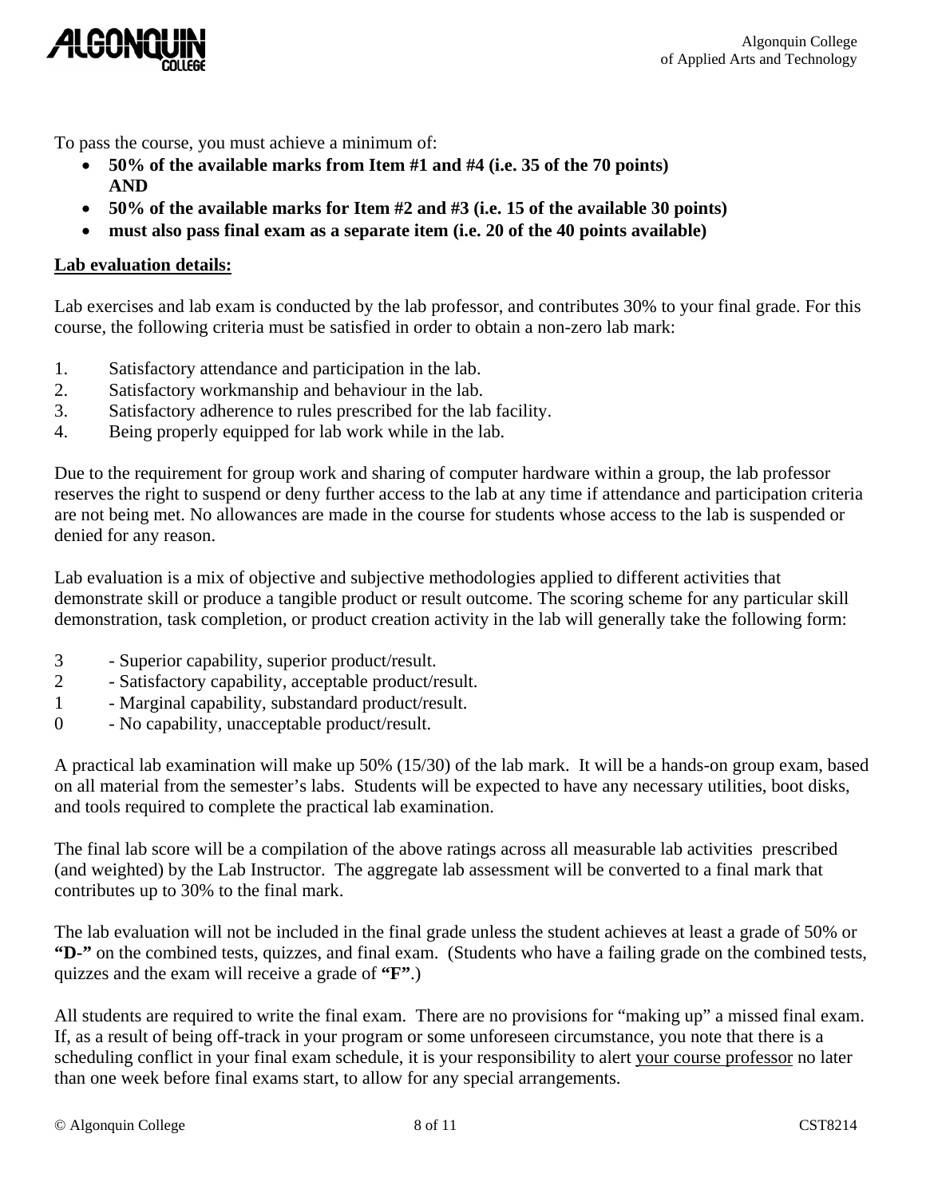To pass the course, you must achieve a minimum of:

- **50% of the available marks from Item #1 and #4 (i.e. 35 of the 70 points) AND**
- **50% of the available marks for Item #2 and #3 (i.e. 15 of the available 30 points)**
- **must also pass final exam as a separate item (i.e. 20 of the 40 points available)**

<u>**Lab evaluation details:**</u>

Lab exercises and lab exam is conducted by the lab professor, and contributes 30% to your final grade. For this course, the following criteria must be satisfied in order to obtain a non-zero lab mark:

1. Satisfactory attendance and participation in the lab.
2. Satisfactory workmanship and behaviour in the lab.
3. Satisfactory adherence to rules prescribed for the lab facility.
4. Being properly equipped for lab work while in the lab.

Due to the requirement for group work and sharing of computer hardware within a group, the lab professor reserves the right to suspend or deny further access to the lab at any time if attendance and participation criteria are not being met. No allowances are made in the course for students whose access to the lab is suspended or denied for any reason.

Lab evaluation is a mix of objective and subjective methodologies applied to different activities that demonstrate skill or produce a tangible product or result outcome. The scoring scheme for any particular skill demonstration, task completion, or product creation activity in the lab will generally take the following form:

3 - Superior capability, superior product/result.
2 - Satisfactory capability, acceptable product/result.
1 - Marginal capability, substandard product/result.
0 - No capability, unacceptable product/result.

A practical lab examination will make up 50% (15/30) of the lab mark. It will be a hands-on group exam, based on all material from the semester's labs. Students will be expected to have any necessary utilities, boot disks, and tools required to complete the practical lab examination.

The final lab score will be a compilation of the above ratings across all measurable lab activities prescribed (and weighted) by the Lab Instructor. The aggregate lab assessment will be converted to a final mark that contributes up to 30% to the final mark.

The lab evaluation will not be included in the final grade unless the student achieves at least a grade of 50% or **"D-"** on the combined tests, quizzes, and final exam. (Students who have a failing grade on the combined tests, quizzes and the exam will receive a grade of **"F"**.)

All students are required to write the final exam. There are no provisions for "making up" a missed final exam. If, as a result of being off-track in your program or some unforeseen circumstance, you note that there is a scheduling conflict in your final exam schedule, it is your responsibility to alert <u>your course professor</u> no later than one week before final exams start, to allow for any special arrangements.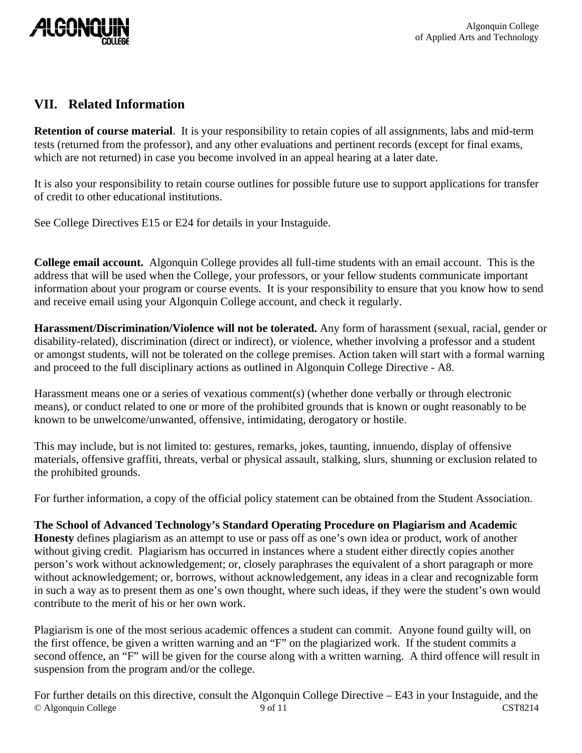## VII. Related Information

**Retention of course material**. It is your responsibility to retain copies of all assignments, labs and mid-term tests (returned from the professor), and any other evaluations and pertinent records (except for final exams, which are not returned) in case you become involved in an appeal hearing at a later date.

It is also your responsibility to retain course outlines for possible future use to support applications for transfer of credit to other educational institutions.

See College Directives E15 or E24 for details in your Instaguide.

**College email account.** Algonquin College provides all full-time students with an email account. This is the address that will be used when the College, your professors, or your fellow students communicate important information about your program or course events. It is your responsibility to ensure that you know how to send and receive email using your Algonquin College account, and check it regularly.

**Harassment/Discrimination/Violence will not be tolerated.** Any form of harassment (sexual, racial, gender or disability-related), discrimination (direct or indirect), or violence, whether involving a professor and a student or amongst students, will not be tolerated on the college premises. Action taken will start with a formal warning and proceed to the full disciplinary actions as outlined in Algonquin College Directive - A8.

Harassment means one or a series of vexatious comment(s) (whether done verbally or through electronic means), or conduct related to one or more of the prohibited grounds that is known or ought reasonably to be known to be unwelcome/unwanted, offensive, intimidating, derogatory or hostile.

This may include, but is not limited to: gestures, remarks, jokes, taunting, innuendo, display of offensive materials, offensive graffiti, threats, verbal or physical assault, stalking, slurs, shunning or exclusion related to the prohibited grounds.

For further information, a copy of the official policy statement can be obtained from the Student Association.

**The School of Advanced Technology's Standard Operating Procedure on Plagiarism and Academic Honesty** defines plagiarism as an attempt to use or pass off as one's own idea or product, work of another without giving credit. Plagiarism has occurred in instances where a student either directly copies another person's work without acknowledgement; or, closely paraphrases the equivalent of a short paragraph or more without acknowledgement; or, borrows, without acknowledgement, any ideas in a clear and recognizable form in such a way as to present them as one's own thought, where such ideas, if they were the student's own would contribute to the merit of his or her own work.

Plagiarism is one of the most serious academic offences a student can commit. Anyone found guilty will, on the first offence, be given a written warning and an "F" on the plagiarized work. If the student commits a second offence, an "F" will be given for the course along with a written warning. A third offence will result in suspension from the program and/or the college.

For further details on this directive, consult the Algonquin College Directive – E43 in your Instaguide, and the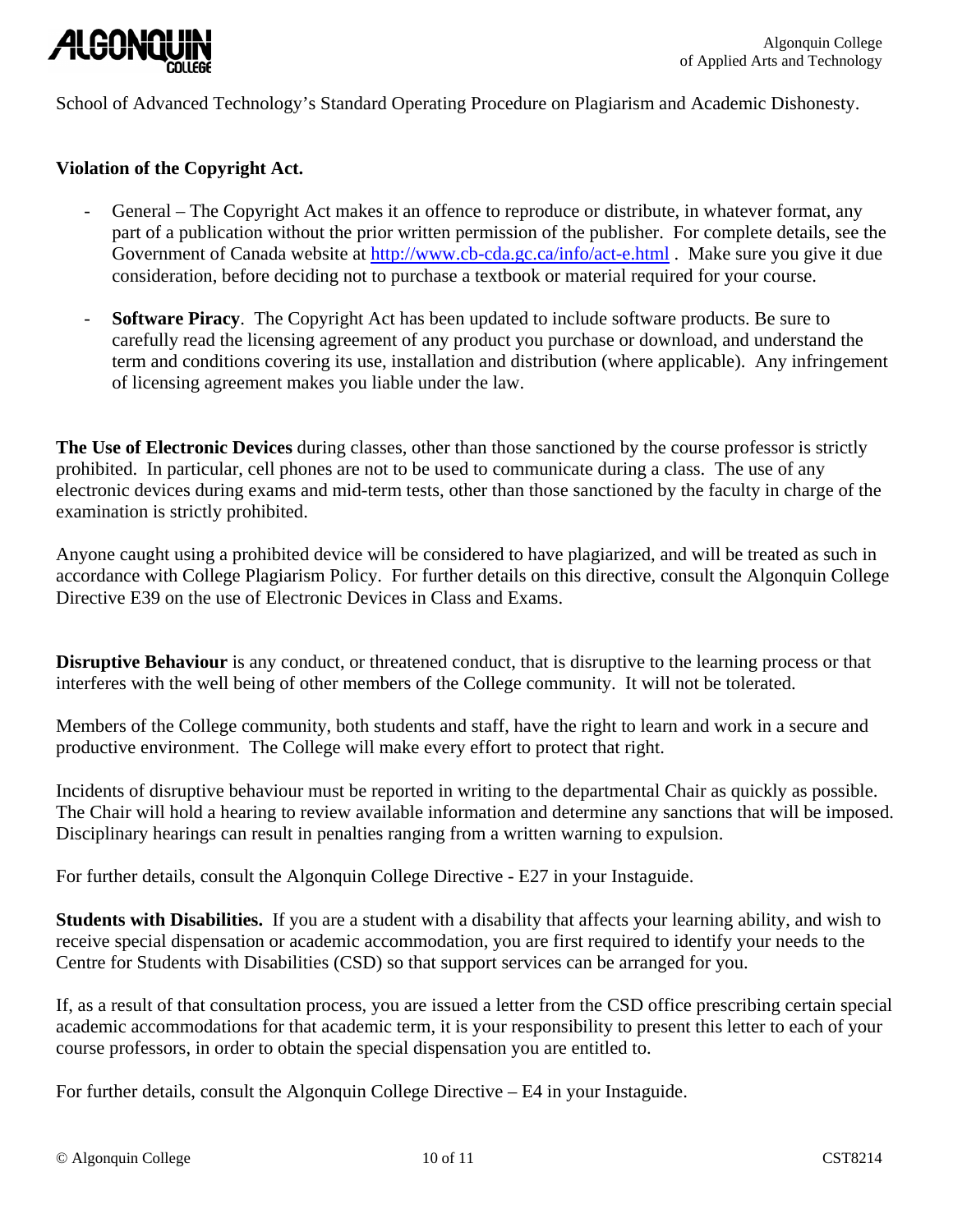School of Advanced Technology's Standard Operating Procedure on Plagiarism and Academic Dishonesty.

**Violation of the Copyright Act.**

- General – The Copyright Act makes it an offence to reproduce or distribute, in whatever format, any part of a publication without the prior written permission of the publisher. For complete details, see the Government of Canada website at http://www.cb-cda.gc.ca/info/act-e.html . Make sure you give it due consideration, before deciding not to purchase a textbook or material required for your course.

- **Software Piracy**. The Copyright Act has been updated to include software products. Be sure to carefully read the licensing agreement of any product you purchase or download, and understand the term and conditions covering its use, installation and distribution (where applicable). Any infringement of licensing agreement makes you liable under the law.

**The Use of Electronic Devices** during classes, other than those sanctioned by the course professor is strictly prohibited. In particular, cell phones are not to be used to communicate during a class. The use of any electronic devices during exams and mid-term tests, other than those sanctioned by the faculty in charge of the examination is strictly prohibited.

Anyone caught using a prohibited device will be considered to have plagiarized, and will be treated as such in accordance with College Plagiarism Policy. For further details on this directive, consult the Algonquin College Directive E39 on the use of Electronic Devices in Class and Exams.

**Disruptive Behaviour** is any conduct, or threatened conduct, that is disruptive to the learning process or that interferes with the well being of other members of the College community. It will not be tolerated.

Members of the College community, both students and staff, have the right to learn and work in a secure and productive environment. The College will make every effort to protect that right.

Incidents of disruptive behaviour must be reported in writing to the departmental Chair as quickly as possible. The Chair will hold a hearing to review available information and determine any sanctions that will be imposed. Disciplinary hearings can result in penalties ranging from a written warning to expulsion.

For further details, consult the Algonquin College Directive - E27 in your Instaguide.

**Students with Disabilities.** If you are a student with a disability that affects your learning ability, and wish to receive special dispensation or academic accommodation, you are first required to identify your needs to the Centre for Students with Disabilities (CSD) so that support services can be arranged for you.

If, as a result of that consultation process, you are issued a letter from the CSD office prescribing certain special academic accommodations for that academic term, it is your responsibility to present this letter to each of your course professors, in order to obtain the special dispensation you are entitled to.

For further details, consult the Algonquin College Directive – E4 in your Instaguide.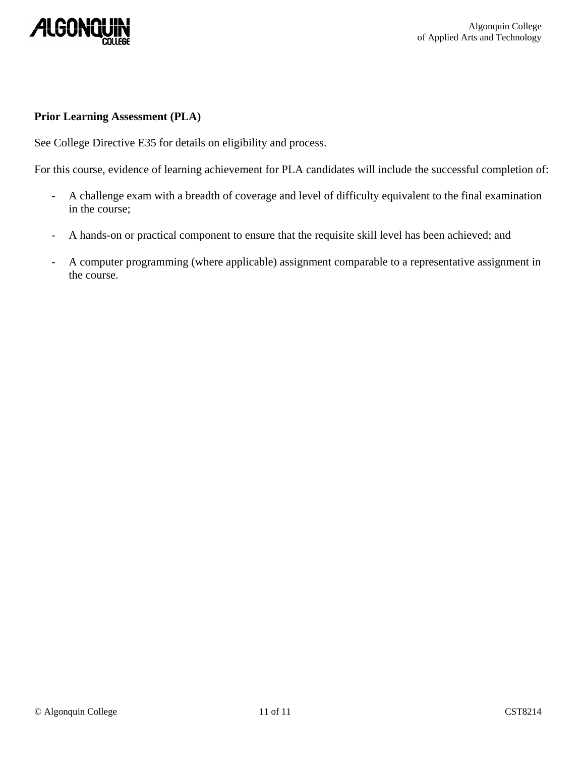**Prior Learning Assessment (PLA)**

See College Directive E35 for details on eligibility and process.

For this course, evidence of learning achievement for PLA candidates will include the successful completion of:

- A challenge exam with a breadth of coverage and level of difficulty equivalent to the final examination in the course;
- A hands-on or practical component to ensure that the requisite skill level has been achieved; and
- A computer programming (where applicable) assignment comparable to a representative assignment in the course.